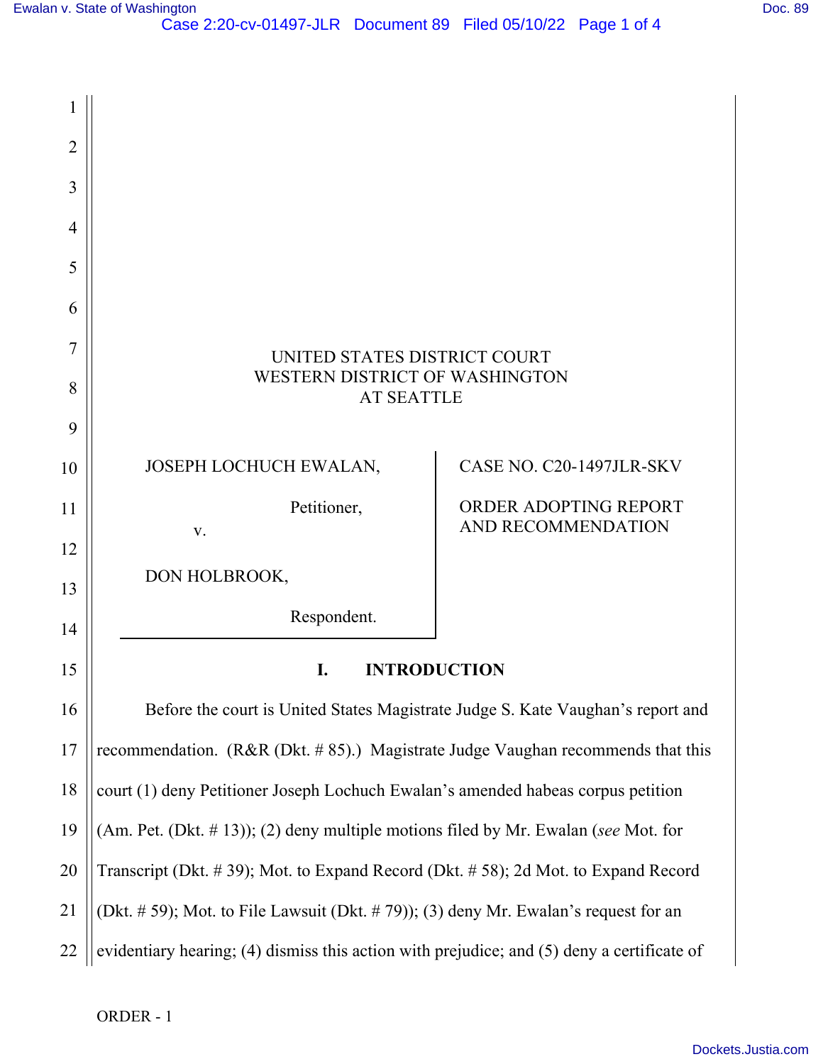UNITED STATES DISTRICT COURT
WESTERN DISTRICT OF WASHINGTON
AT SEATTLE

| | |
|---|---|
| JOSEPH LOCHUCH EWALAN,<br><br>Petitioner,<br><br>v.<br><br>DON HOLBROOK,<br><br>Respondent. | CASE NO. C20-1497JLR-SKV<br><br>ORDER ADOPTING REPORT AND RECOMMENDATION |

## I. INTRODUCTION

Before the court is United States Magistrate Judge S. Kate Vaughan's report and recommendation. (R&R (Dkt. # 85).) Magistrate Judge Vaughan recommends that this court (1) deny Petitioner Joseph Lochuch Ewalan's amended habeas corpus petition (Am. Pet. (Dkt. # 13)); (2) deny multiple motions filed by Mr. Ewalan (*see* Mot. for Transcript (Dkt. # 39); Mot. to Expand Record (Dkt. # 58); 2d Mot. to Expand Record (Dkt. # 59); Mot. to File Lawsuit (Dkt. # 79)); (3) deny Mr. Ewalan's request for an evidentiary hearing; (4) dismiss this action with prejudice; and (5) deny a certificate of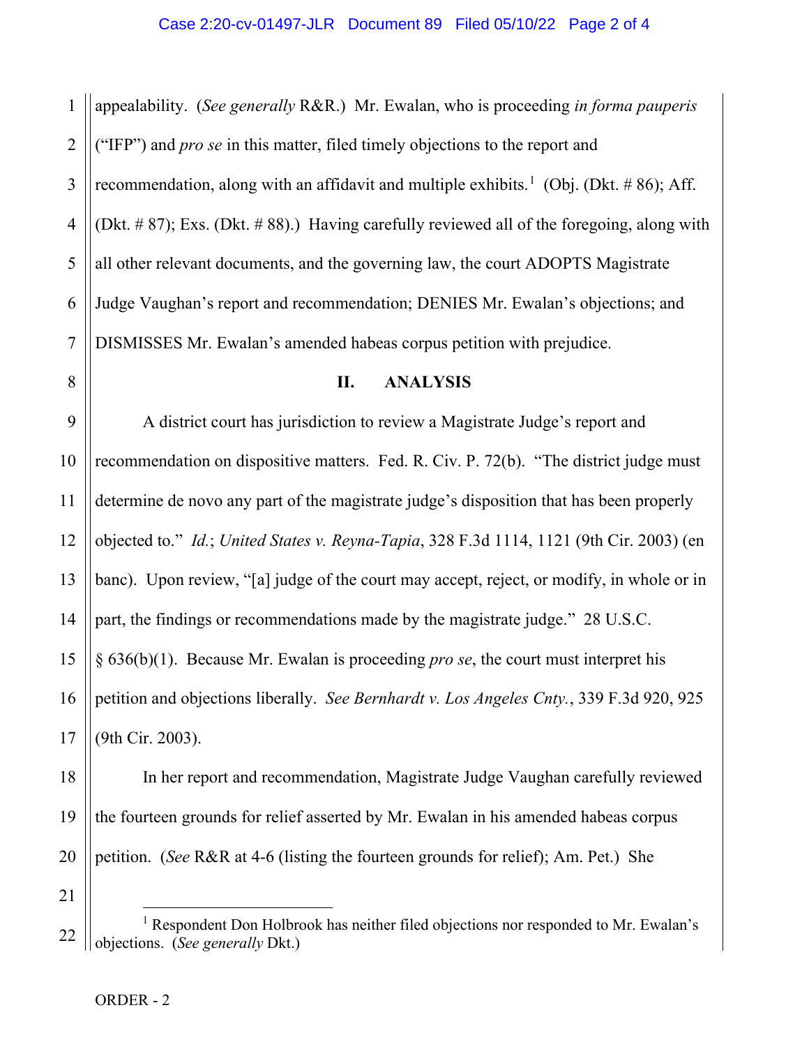appealability. (*See generally* R&R.) Mr. Ewalan, who is proceeding *in forma pauperis* ("IFP") and *pro se* in this matter, filed timely objections to the report and recommendation, along with an affidavit and multiple exhibits.[1] (Obj. (Dkt. # 86); Aff. (Dkt. # 87); Exs. (Dkt. # 88).) Having carefully reviewed all of the foregoing, along with all other relevant documents, and the governing law, the court ADOPTS Magistrate Judge Vaughan's report and recommendation; DENIES Mr. Ewalan's objections; and DISMISSES Mr. Ewalan's amended habeas corpus petition with prejudice.

## II. ANALYSIS

A district court has jurisdiction to review a Magistrate Judge's report and recommendation on dispositive matters. Fed. R. Civ. P. 72(b). "The district judge must determine de novo any part of the magistrate judge's disposition that has been properly objected to." *Id.*; *United States v. Reyna-Tapia*, 328 F.3d 1114, 1121 (9th Cir. 2003) (en banc). Upon review, "[a] judge of the court may accept, reject, or modify, in whole or in part, the findings or recommendations made by the magistrate judge." 28 U.S.C. § 636(b)(1). Because Mr. Ewalan is proceeding *pro se*, the court must interpret his petition and objections liberally. *See Bernhardt v. Los Angeles Cnty.*, 339 F.3d 920, 925 (9th Cir. 2003).

In her report and recommendation, Magistrate Judge Vaughan carefully reviewed the fourteen grounds for relief asserted by Mr. Ewalan in his amended habeas corpus petition. (*See* R&R at 4-6 (listing the fourteen grounds for relief); Am. Pet.) She

[1] Respondent Don Holbrook has neither filed objections nor responded to Mr. Ewalan's objections. (*See generally* Dkt.)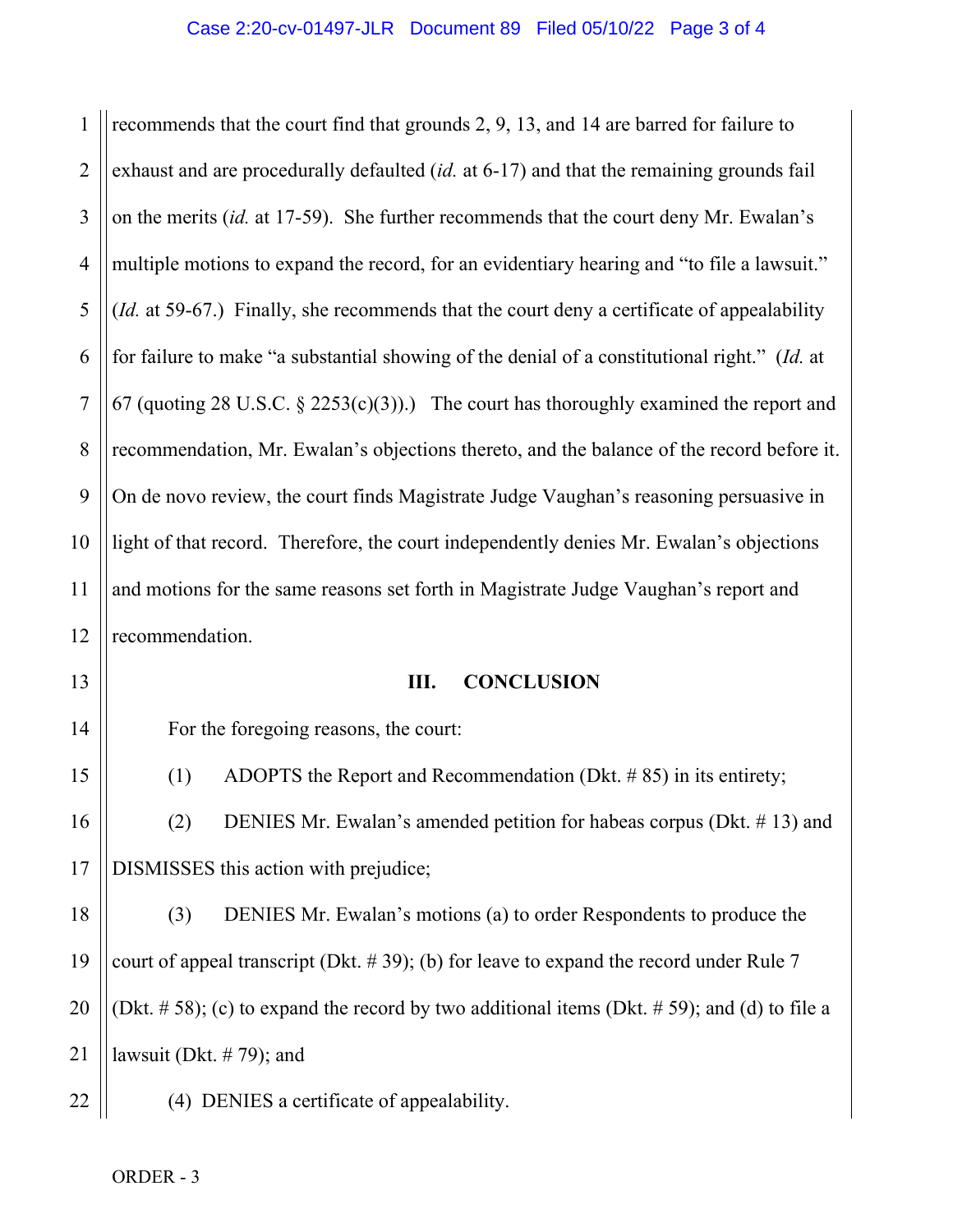recommends that the court find that grounds 2, 9, 13, and 14 are barred for failure to exhaust and are procedurally defaulted (*id.* at 6-17) and that the remaining grounds fail on the merits (*id.* at 17-59). She further recommends that the court deny Mr. Ewalan's multiple motions to expand the record, for an evidentiary hearing and "to file a lawsuit." (*Id.* at 59-67.) Finally, she recommends that the court deny a certificate of appealability for failure to make "a substantial showing of the denial of a constitutional right." (*Id.* at 67 (quoting 28 U.S.C. § 2253(c)(3)).) The court has thoroughly examined the report and recommendation, Mr. Ewalan's objections thereto, and the balance of the record before it. On de novo review, the court finds Magistrate Judge Vaughan's reasoning persuasive in light of that record. Therefore, the court independently denies Mr. Ewalan's objections and motions for the same reasons set forth in Magistrate Judge Vaughan's report and recommendation.

## III. CONCLUSION

For the foregoing reasons, the court:

(1) ADOPTS the Report and Recommendation (Dkt. # 85) in its entirety;

(2) DENIES Mr. Ewalan's amended petition for habeas corpus (Dkt. # 13) and DISMISSES this action with prejudice;

(3) DENIES Mr. Ewalan's motions (a) to order Respondents to produce the court of appeal transcript (Dkt. # 39); (b) for leave to expand the record under Rule 7 (Dkt. # 58); (c) to expand the record by two additional items (Dkt. # 59); and (d) to file a lawsuit (Dkt. # 79); and

(4) DENIES a certificate of appealability.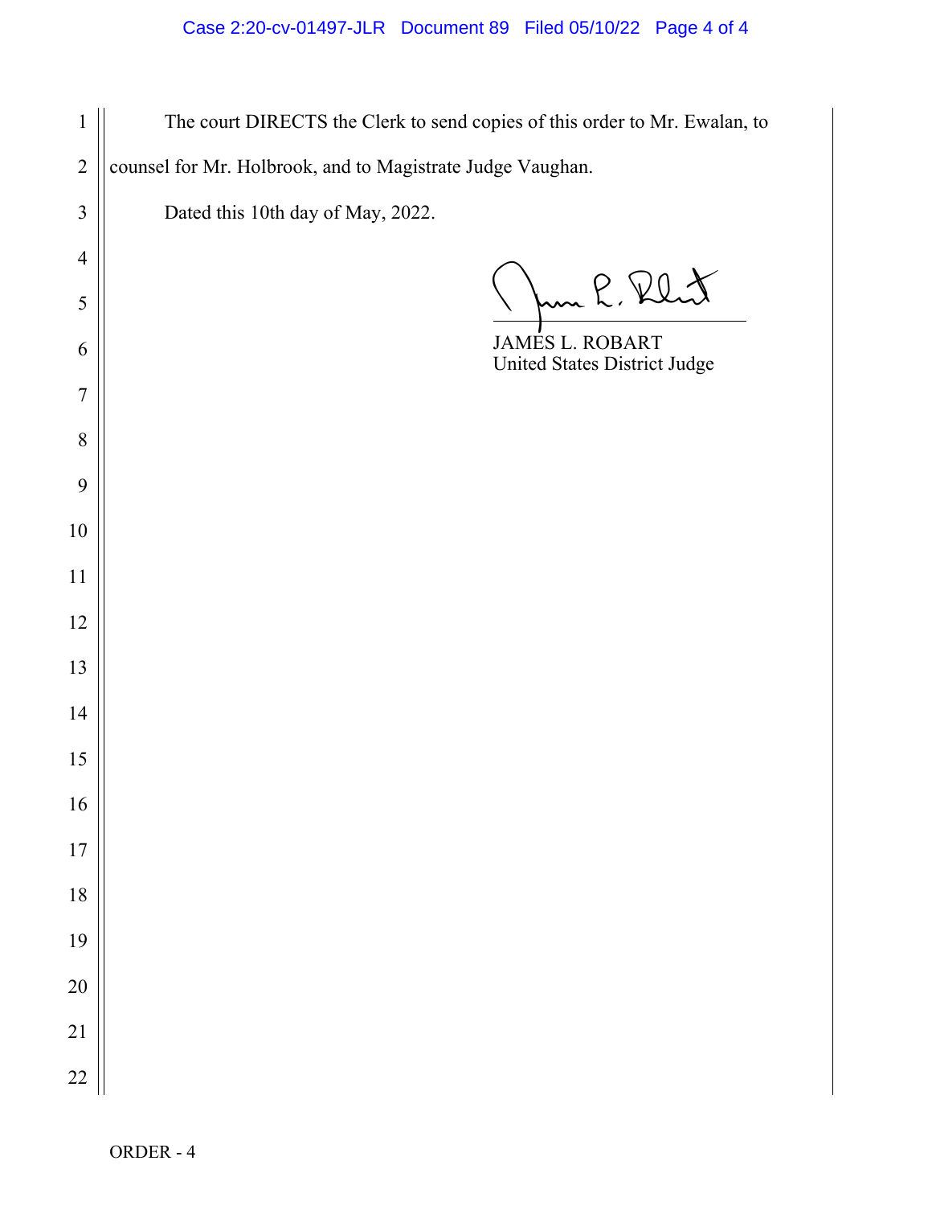The court DIRECTS the Clerk to send copies of this order to Mr. Ewalan, to counsel for Mr. Holbrook, and to Magistrate Judge Vaughan.

Dated this 10th day of May, 2022.

JAMES L. ROBART
United States District Judge

ORDER - 4